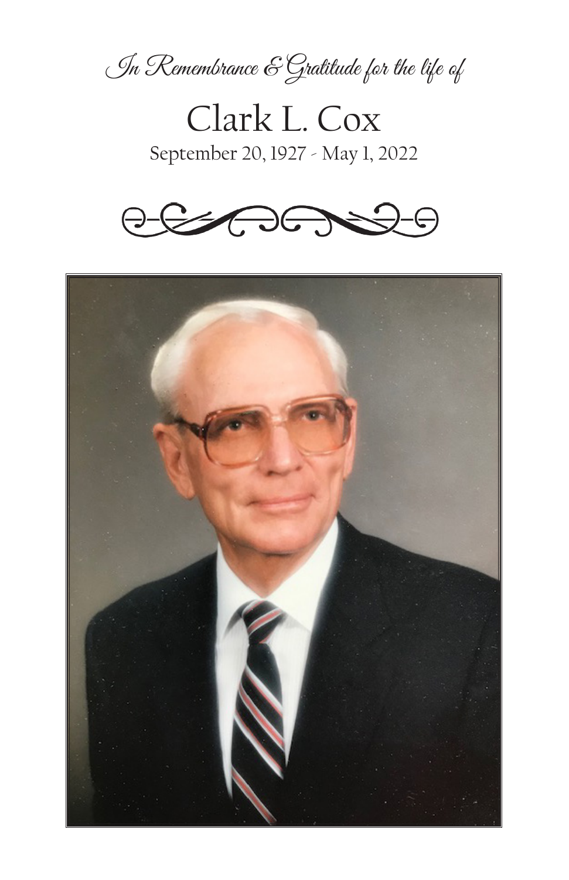*In Remembrance & Gratitude for the life of*

# Clark L. Cox

September 20, 1927 - May 1, 2022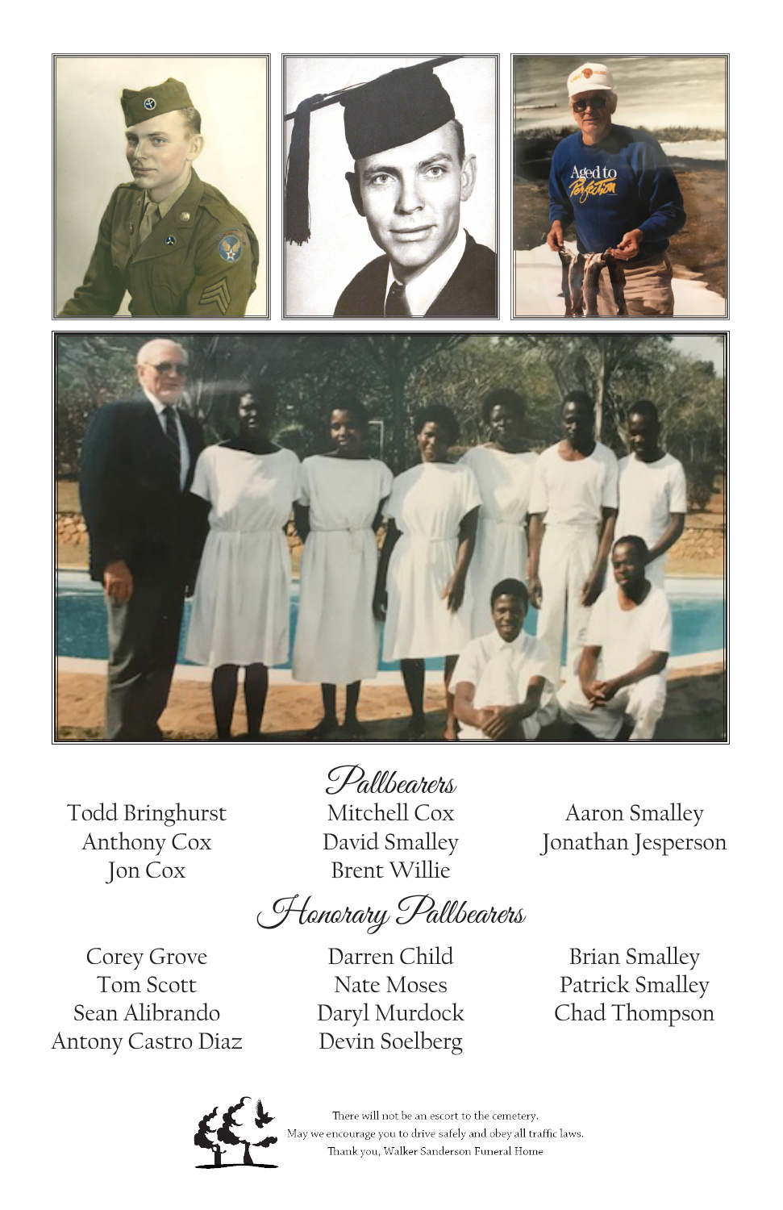## Pallbearers

Todd Bringhurst
Anthony Cox
Jon Cox
Mitchell Cox
David Smalley
Brent Willie
Aaron Smalley
Jonathan Jesperson

## Honorary Pallbearers

Corey Grove
Tom Scott
Sean Alibrando
Antony Castro Diaz
Darren Child
Nate Moses
Daryl Murdock
Devin Soelberg
Brian Smalley
Patrick Smalley
Chad Thompson

There will not be an escort to the cemetery.
May we encourage you to drive safely and obey all traffic laws.
Thank you, Walker Sanderson Funeral Home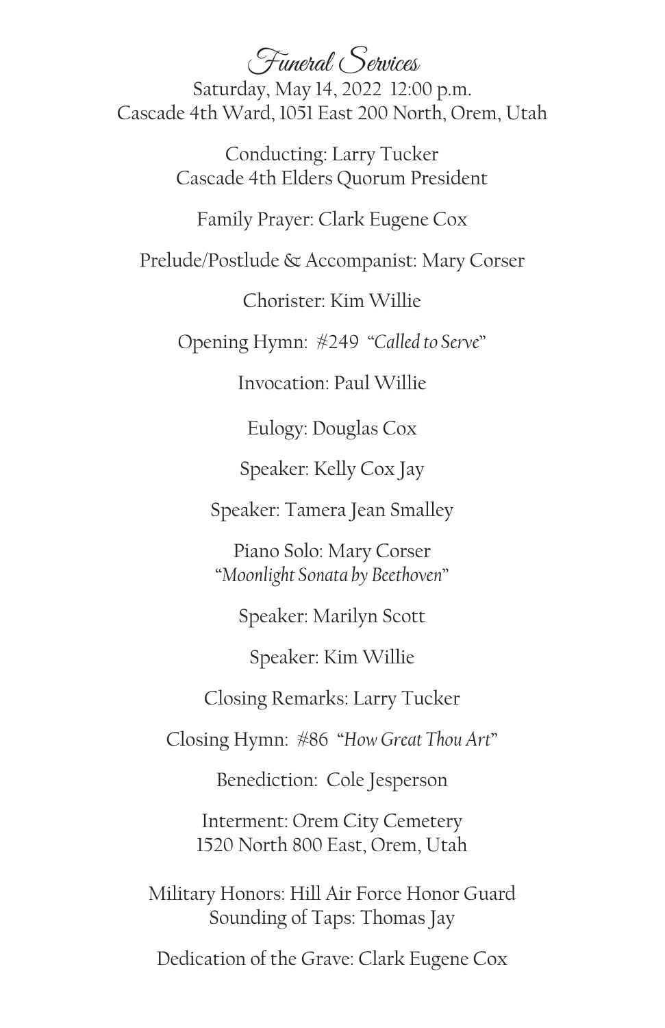# Funeral Services

Saturday, May 14, 2022 12:00 p.m.
Cascade 4th Ward, 1051 East 200 North, Orem, Utah

Conducting: Larry Tucker
Cascade 4th Elders Quorum President

Family Prayer: Clark Eugene Cox

Prelude/Postlude & Accompanist: Mary Corser

Chorister: Kim Willie

Opening Hymn: #249 "*Called to Serve*"

Invocation: Paul Willie

Eulogy: Douglas Cox

Speaker: Kelly Cox Jay

Speaker: Tamera Jean Smalley

Piano Solo: Mary Corser
"*Moonlight Sonata by Beethoven*"

Speaker: Marilyn Scott

Speaker: Kim Willie

Closing Remarks: Larry Tucker

Closing Hymn: #86 "*How Great Thou Art*"

Benediction: Cole Jesperson

Interment: Orem City Cemetery
1520 North 800 East, Orem, Utah

Military Honors: Hill Air Force Honor Guard
Sounding of Taps: Thomas Jay

Dedication of the Grave: Clark Eugene Cox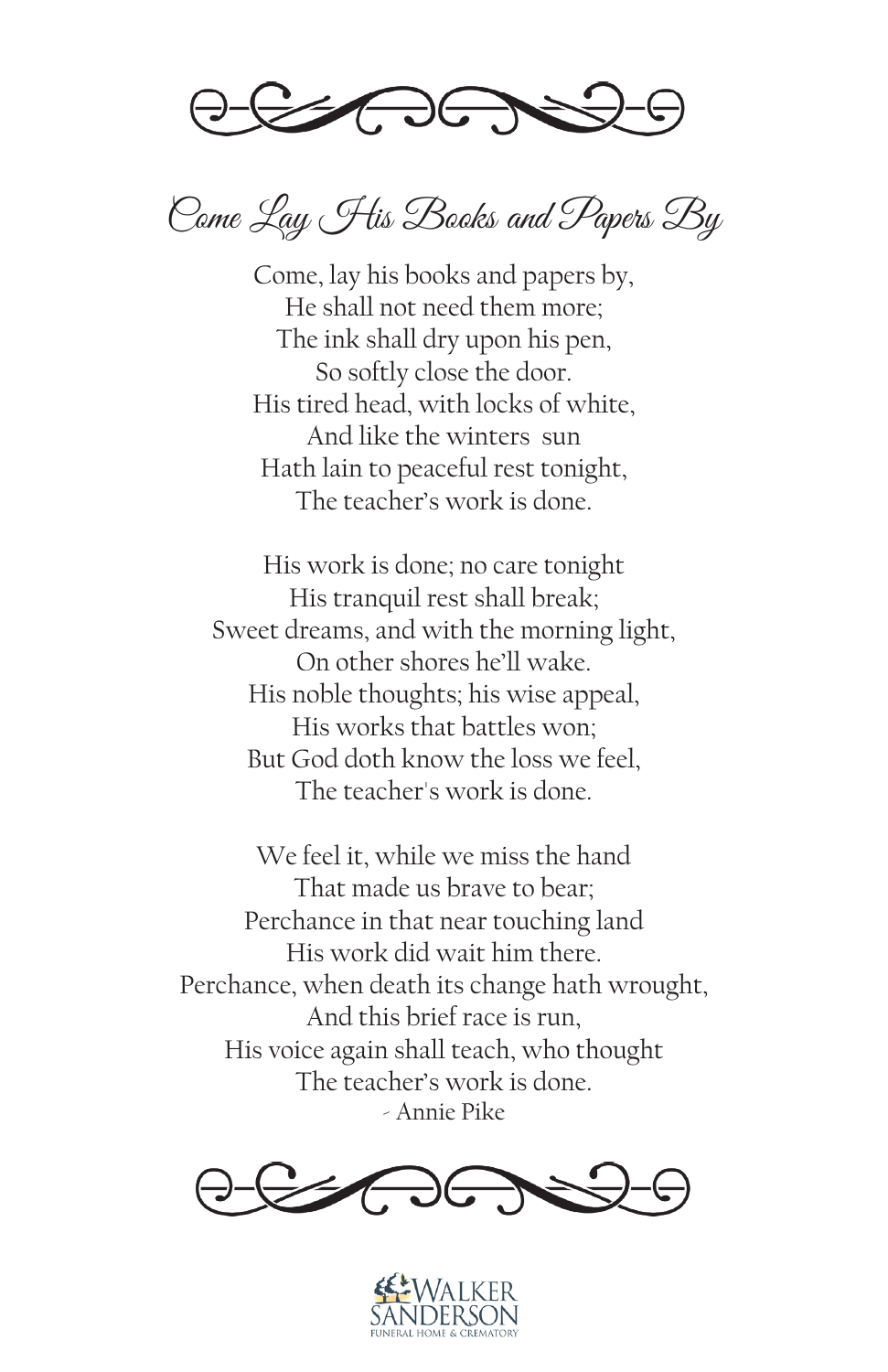# Come Lay His Books and Papers By

Come, lay his books and papers by,
He shall not need them more;
The ink shall dry upon his pen,
So softly close the door.
His tired head, with locks of white,
And like the winters  sun
Hath lain to peaceful rest tonight,
The teacher's work is done.

His work is done; no care tonight
His tranquil rest shall break;
Sweet dreams, and with the morning light,
On other shores he'll wake.
His noble thoughts; his wise appeal,
His works that battles won;
But God doth know the loss we feel,
The teacher's work is done.

We feel it, while we miss the hand
That made us brave to bear;
Perchance in that near touching land
His work did wait him there.
Perchance, when death its change hath wrought,
And this brief race is run,
His voice again shall teach, who thought
The teacher's work is done.

- Annie Pike

WALKER SANDERSON
FUNERAL HOME & CREMATORY